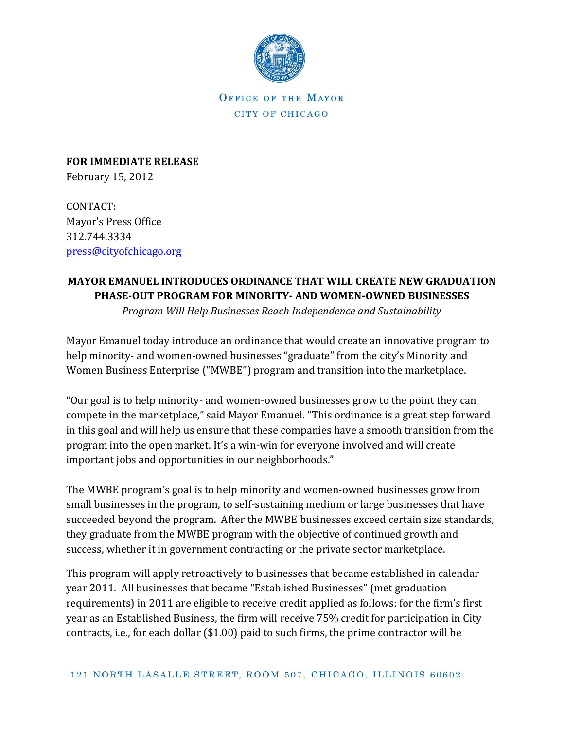OFFICE OF THE MAYOR
CITY OF CHICAGO

**FOR IMMEDIATE RELEASE**
February 15, 2012

CONTACT:
Mayor's Press Office
312.744.3334
press@cityofchicago.org

**MAYOR EMANUEL INTRODUCES ORDINANCE THAT WILL CREATE NEW GRADUATION PHASE-OUT PROGRAM FOR MINORITY- AND WOMEN-OWNED BUSINESSES**

*Program Will Help Businesses Reach Independence and Sustainability*

Mayor Emanuel today introduce an ordinance that would create an innovative program to help minority- and women-owned businesses "graduate" from the city's Minority and Women Business Enterprise ("MWBE") program and transition into the marketplace.

"Our goal is to help minority- and women-owned businesses grow to the point they can compete in the marketplace," said Mayor Emanuel. "This ordinance is a great step forward in this goal and will help us ensure that these companies have a smooth transition from the program into the open market. It's a win-win for everyone involved and will create important jobs and opportunities in our neighborhoods."

The MWBE program's goal is to help minority and women-owned businesses grow from small businesses in the program, to self-sustaining medium or large businesses that have succeeded beyond the program. After the MWBE businesses exceed certain size standards, they graduate from the MWBE program with the objective of continued growth and success, whether it in government contracting or the private sector marketplace.

This program will apply retroactively to businesses that became established in calendar year 2011. All businesses that became "Established Businesses" (met graduation requirements) in 2011 are eligible to receive credit applied as follows: for the firm's first year as an Established Business, the firm will receive 75% credit for participation in City contracts, i.e., for each dollar ($1.00) paid to such firms, the prime contractor will be

121 NORTH LASALLE STREET, ROOM 507, CHICAGO, ILLINOIS 60602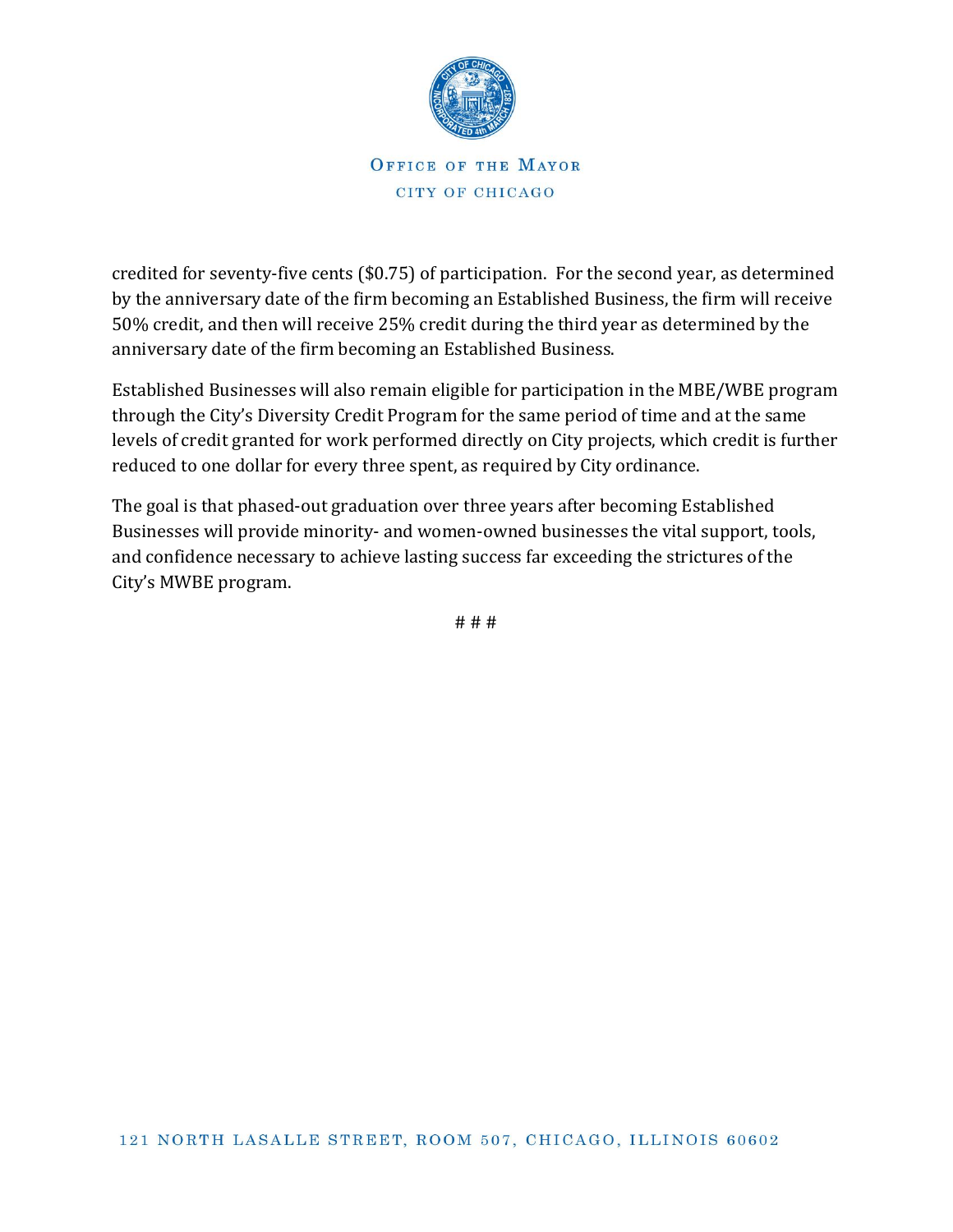credited for seventy-five cents ($0.75) of participation. For the second year, as determined by the anniversary date of the firm becoming an Established Business, the firm will receive 50% credit, and then will receive 25% credit during the third year as determined by the anniversary date of the firm becoming an Established Business.

Established Businesses will also remain eligible for participation in the MBE/WBE program through the City's Diversity Credit Program for the same period of time and at the same levels of credit granted for work performed directly on City projects, which credit is further reduced to one dollar for every three spent, as required by City ordinance.

The goal is that phased-out graduation over three years after becoming Established Businesses will provide minority- and women-owned businesses the vital support, tools, and confidence necessary to achieve lasting success far exceeding the strictures of the City's MWBE program.

# # #